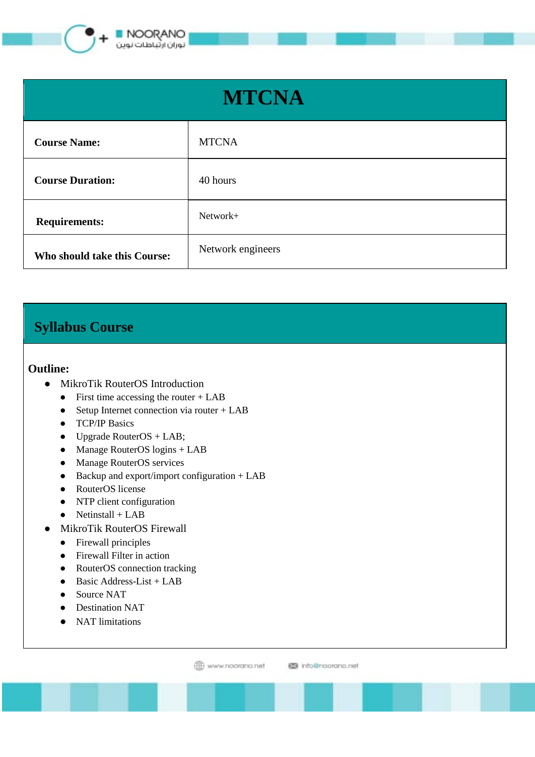# MTCNA

| | |
|---|---|
| **Course Name:** | MTCNA |
| **Course Duration:** | 40 hours |
| **Requirements:** | Network+ |
| **Who should take this Course:** | Network engineers |

## Syllabus Course

**Outline:**

- MikroTik RouterOS Introduction
  - First time accessing the router + LAB
  - Setup Internet connection via router + LAB
  - TCP/IP Basics
  - Upgrade RouterOS + LAB;
  - Manage RouterOS logins + LAB
  - Manage RouterOS services
  - Backup and export/import configuration + LAB
  - RouterOS license
  - NTP client configuration
  - Netinstall + LAB
- MikroTik RouterOS Firewall
  - Firewall principles
  - Firewall Filter in action
  - RouterOS connection tracking
  - Basic Address-List + LAB
  - Source NAT
  - Destination NAT
  - NAT limitations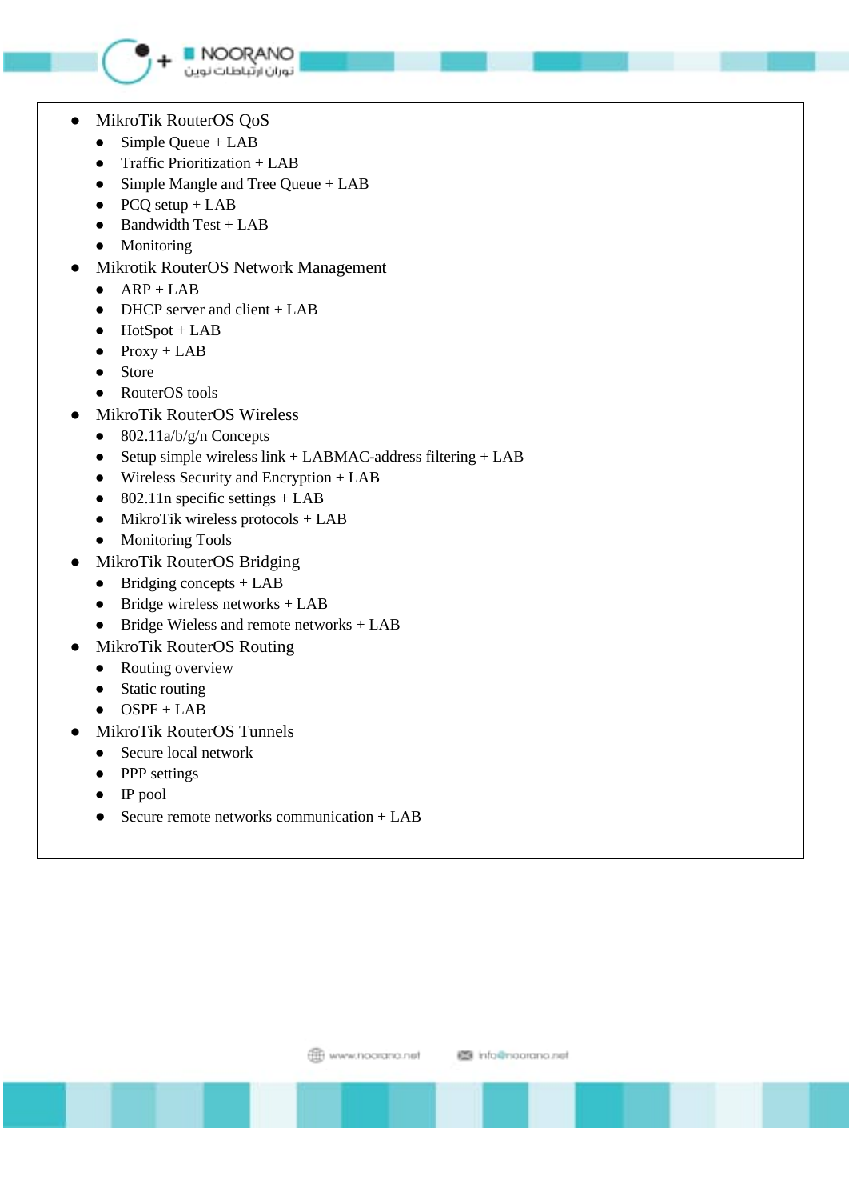- MikroTik RouterOS QoS
  - Simple Queue + LAB
  - Traffic Prioritization + LAB
  - Simple Mangle and Tree Queue + LAB
  - PCQ setup + LAB
  - Bandwidth Test + LAB
  - Monitoring
- Mikrotik RouterOS Network Management
  - ARP + LAB
  - DHCP server and client + LAB
  - HotSpot + LAB
  - Proxy + LAB
  - Store
  - RouterOS tools
- MikroTik RouterOS Wireless
  - 802.11a/b/g/n Concepts
  - Setup simple wireless link + LABMAC-address filtering + LAB
  - Wireless Security and Encryption + LAB
  - 802.11n specific settings + LAB
  - MikroTik wireless protocols + LAB
  - Monitoring Tools
- MikroTik RouterOS Bridging
  - Bridging concepts + LAB
  - Bridge wireless networks + LAB
  - Bridge Wieless and remote networks + LAB
- MikroTik RouterOS Routing
  - Routing overview
  - Static routing
  - OSPF + LAB
- MikroTik RouterOS Tunnels
  - Secure local network
  - PPP settings
  - IP pool
  - Secure remote networks communication + LAB